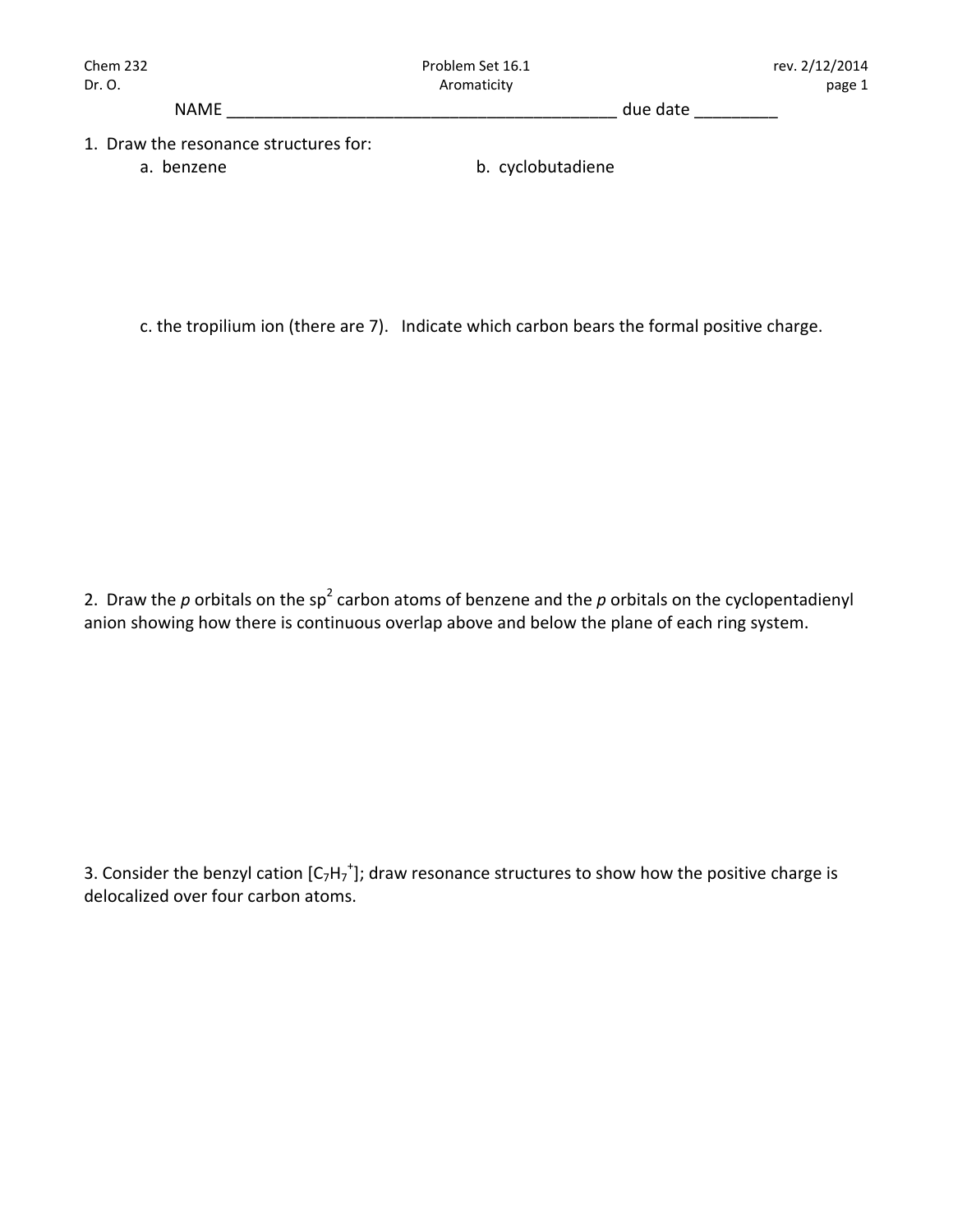NAME ___________________________________________ due date _________

1. Draw the resonance structures for:

   a. benzene

   b. cyclobutadiene

   c. the tropilium ion (there are 7). Indicate which carbon bears the formal positive charge.

2. Draw the *p* orbitals on the $sp^2$ carbon atoms of benzene and the *p* orbitals on the cyclopentadienyl anion showing how there is continuous overlap above and below the plane of each ring system.

3. Consider the benzyl cation [$C_7H_7^+$]; draw resonance structures to show how the positive charge is delocalized over four carbon atoms.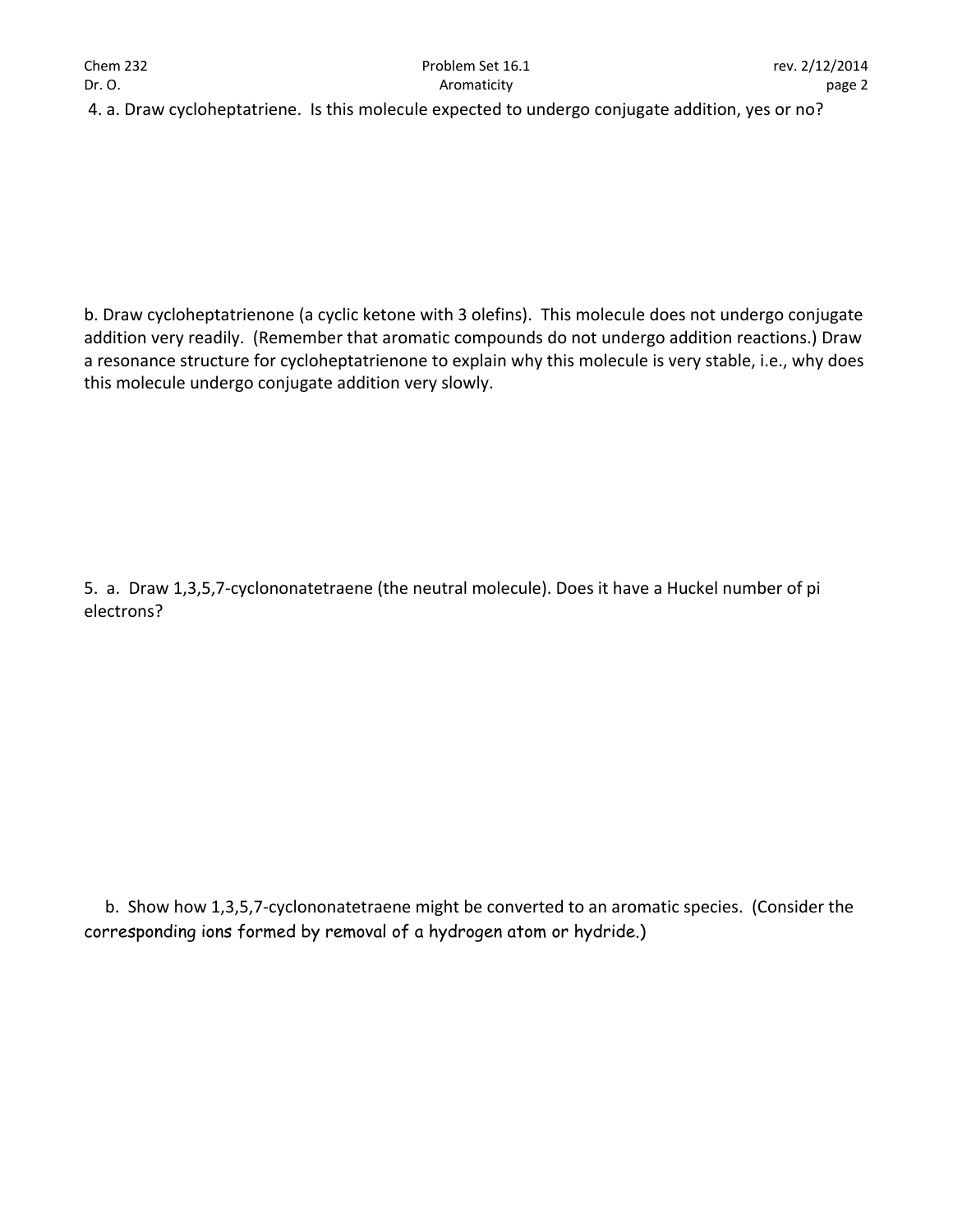4. a. Draw cycloheptatriene. Is this molecule expected to undergo conjugate addition, yes or no?

b. Draw cycloheptatrienone (a cyclic ketone with 3 olefins). This molecule does not undergo conjugate addition very readily. (Remember that aromatic compounds do not undergo addition reactions.) Draw a resonance structure for cycloheptatrienone to explain why this molecule is very stable, i.e., why does this molecule undergo conjugate addition very slowly.

5. a. Draw 1,3,5,7-cyclononatetraene (the neutral molecule). Does it have a Huckel number of pi electrons?

b. Show how 1,3,5,7-cyclononatetraene might be converted to an aromatic species. (Consider the corresponding ions formed by removal of a hydrogen atom or hydride.)